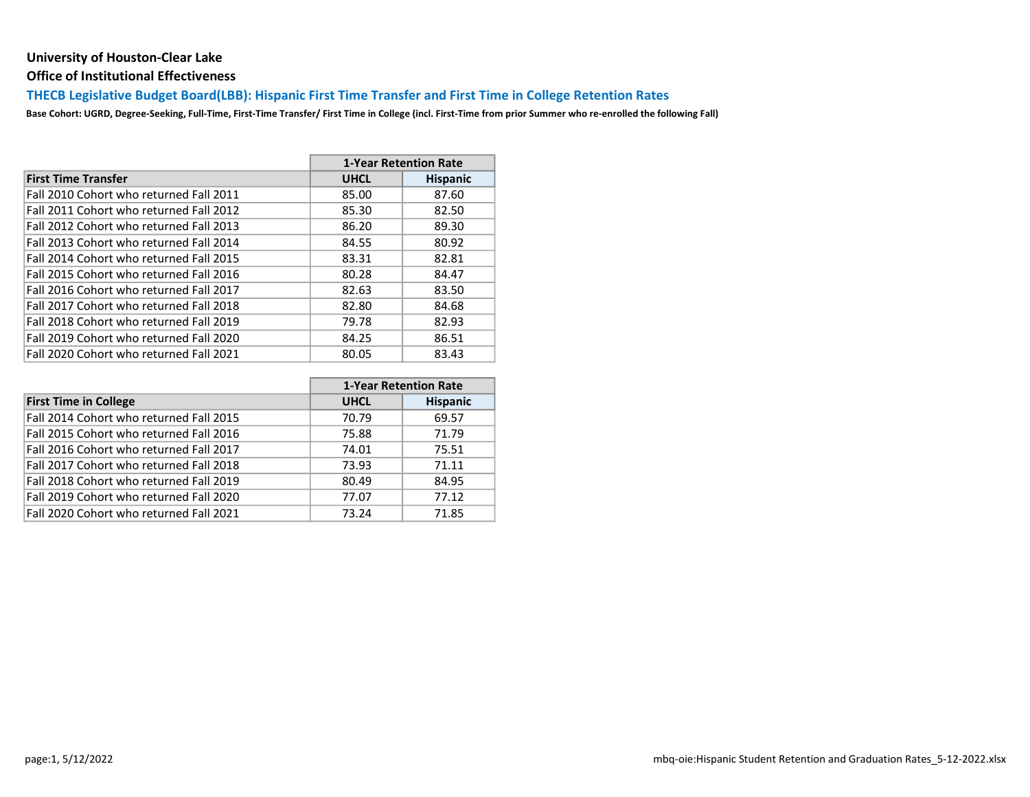**University of Houston-Clear Lake**

**Office of Institutional Effectiveness**

## THECB Legislative Budget Board(LBB): Hispanic First Time Transfer and First Time in College Retention Rates

**Base Cohort: UGRD, Degree-Seeking, Full-Time, First-Time Transfer/ First Time in College (incl. First-Time from prior Summer who re-enrolled the following Fall)**

| | 1-Year Retention Rate | |
|---|---|---|
| **First Time Transfer** | **UHCL** | **Hispanic** |
| Fall 2010 Cohort who returned Fall 2011 | 85.00 | 87.60 |
| Fall 2011 Cohort who returned Fall 2012 | 85.30 | 82.50 |
| Fall 2012 Cohort who returned Fall 2013 | 86.20 | 89.30 |
| Fall 2013 Cohort who returned Fall 2014 | 84.55 | 80.92 |
| Fall 2014 Cohort who returned Fall 2015 | 83.31 | 82.81 |
| Fall 2015 Cohort who returned Fall 2016 | 80.28 | 84.47 |
| Fall 2016 Cohort who returned Fall 2017 | 82.63 | 83.50 |
| Fall 2017 Cohort who returned Fall 2018 | 82.80 | 84.68 |
| Fall 2018 Cohort who returned Fall 2019 | 79.78 | 82.93 |
| Fall 2019 Cohort who returned Fall 2020 | 84.25 | 86.51 |
| Fall 2020 Cohort who returned Fall 2021 | 80.05 | 83.43 |

| | 1-Year Retention Rate | |
|---|---|---|
| **First Time in College** | **UHCL** | **Hispanic** |
| Fall 2014 Cohort who returned Fall 2015 | 70.79 | 69.57 |
| Fall 2015 Cohort who returned Fall 2016 | 75.88 | 71.79 |
| Fall 2016 Cohort who returned Fall 2017 | 74.01 | 75.51 |
| Fall 2017 Cohort who returned Fall 2018 | 73.93 | 71.11 |
| Fall 2018 Cohort who returned Fall 2019 | 80.49 | 84.95 |
| Fall 2019 Cohort who returned Fall 2020 | 77.07 | 77.12 |
| Fall 2020 Cohort who returned Fall 2021 | 73.24 | 71.85 |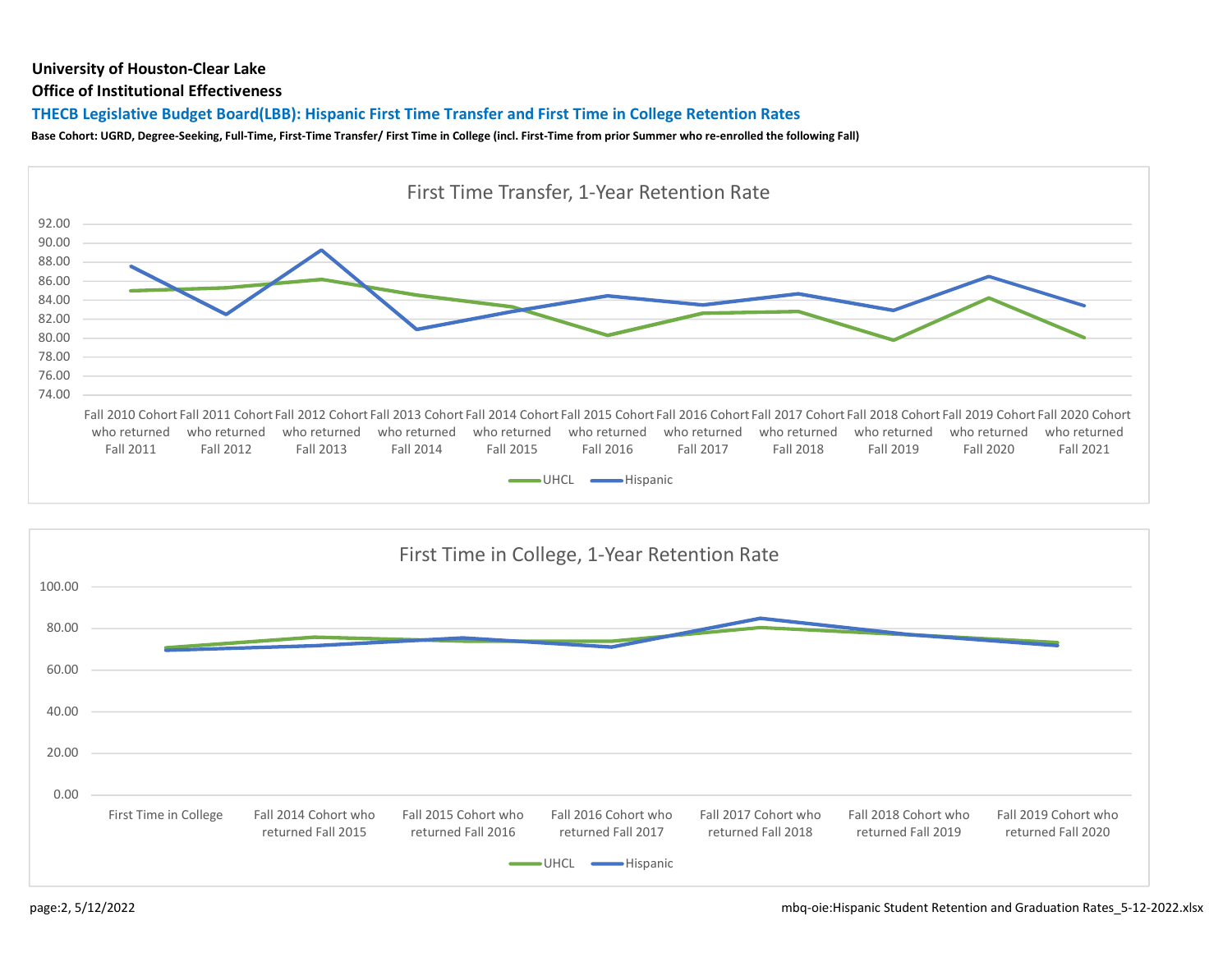**University of Houston-Clear Lake**

**Office of Institutional Effectiveness**

## THECB Legislative Budget Board(LBB): Hispanic First Time Transfer and First Time in College Retention Rates

**Base Cohort: UGRD, Degree-Seeking, Full-Time, First-Time Transfer/ First Time in College (incl. First-Time from prior Summer who re-enrolled the following Fall)**

### First Time Transfer, 1-Year Retention Rate

92.00
90.00
88.00
86.00
84.00
82.00
80.00
78.00
76.00
74.00

Fall 2010 Cohort who returned Fall 2011 | Fall 2011 Cohort who returned Fall 2012 | Fall 2012 Cohort who returned Fall 2013 | Fall 2013 Cohort who returned Fall 2014 | Fall 2014 Cohort who returned Fall 2015 | Fall 2015 Cohort who returned Fall 2016 | Fall 2016 Cohort who returned Fall 2017 | Fall 2017 Cohort who returned Fall 2018 | Fall 2018 Cohort who returned Fall 2019 | Fall 2019 Cohort who returned Fall 2020 | Fall 2020 Cohort who returned Fall 2021

UHCL — Hispanic

### First Time in College, 1-Year Retention Rate

100.00
80.00
60.00
40.00
20.00
0.00

First Time in College | Fall 2014 Cohort who returned Fall 2015 | Fall 2015 Cohort who returned Fall 2016 | Fall 2016 Cohort who returned Fall 2017 | Fall 2017 Cohort who returned Fall 2018 | Fall 2018 Cohort who returned Fall 2019 | Fall 2019 Cohort who returned Fall 2020

UHCL — Hispanic

page:2, 5/12/2022

mbq-oie:Hispanic Student Retention and Graduation Rates_5-12-2022.xlsx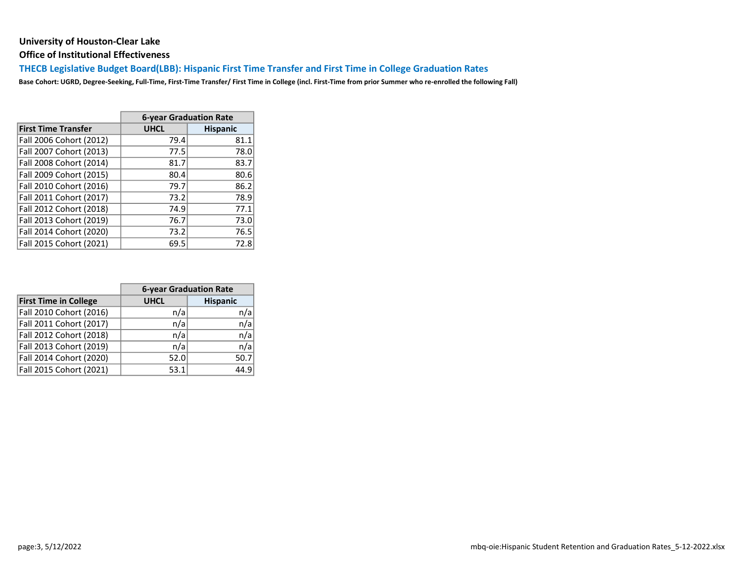**University of Houston-Clear Lake**

**Office of Institutional Effectiveness**

## THECB Legislative Budget Board(LBB): Hispanic First Time Transfer and First Time in College Graduation Rates

**Base Cohort: UGRD, Degree-Seeking, Full-Time, First-Time Transfer/ First Time in College (incl. First-Time from prior Summer who re-enrolled the following Fall)**

| | 6-year Graduation Rate | |
|---|---|---|
| **First Time Transfer** | **UHCL** | **Hispanic** |
| Fall 2006 Cohort (2012) | 79.4 | 81.1 |
| Fall 2007 Cohort (2013) | 77.5 | 78.0 |
| Fall 2008 Cohort (2014) | 81.7 | 83.7 |
| Fall 2009 Cohort (2015) | 80.4 | 80.6 |
| Fall 2010 Cohort (2016) | 79.7 | 86.2 |
| Fall 2011 Cohort (2017) | 73.2 | 78.9 |
| Fall 2012 Cohort (2018) | 74.9 | 77.1 |
| Fall 2013 Cohort (2019) | 76.7 | 73.0 |
| Fall 2014 Cohort (2020) | 73.2 | 76.5 |
| Fall 2015 Cohort (2021) | 69.5 | 72.8 |

| | 6-year Graduation Rate | |
|---|---|---|
| **First Time in College** | **UHCL** | **Hispanic** |
| Fall 2010 Cohort (2016) | n/a | n/a |
| Fall 2011 Cohort (2017) | n/a | n/a |
| Fall 2012 Cohort (2018) | n/a | n/a |
| Fall 2013 Cohort (2019) | n/a | n/a |
| Fall 2014 Cohort (2020) | 52.0 | 50.7 |
| Fall 2015 Cohort (2021) | 53.1 | 44.9 |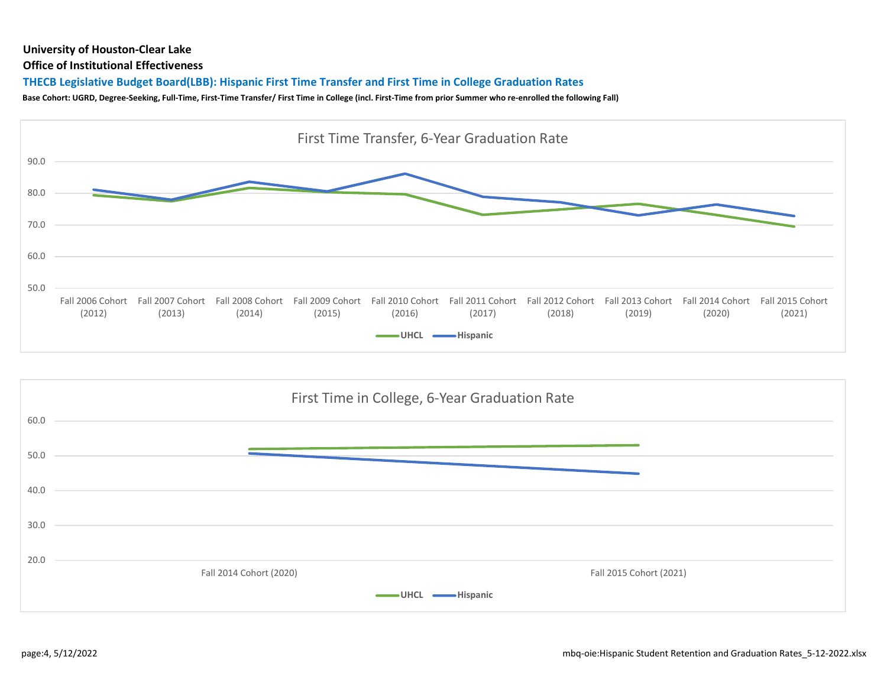**University of Houston-Clear Lake**

**Office of Institutional Effectiveness**

**THECB Legislative Budget Board(LBB): Hispanic First Time Transfer and First Time in College Graduation Rates**

**Base Cohort: UGRD, Degree-Seeking, Full-Time, First-Time Transfer/ First Time in College (incl. First-Time from prior Summer who re-enrolled the following Fall)**

First Time Transfer, 6-Year Graduation Rate

90.0
80.0
70.0
60.0
50.0

Fall 2006 Cohort (2012) | Fall 2007 Cohort (2013) | Fall 2008 Cohort (2014) | Fall 2009 Cohort (2015) | Fall 2010 Cohort (2016) | Fall 2011 Cohort (2017) | Fall 2012 Cohort (2018) | Fall 2013 Cohort (2019) | Fall 2014 Cohort (2020) | Fall 2015 Cohort (2021)

UHCL Hispanic

First Time in College, 6-Year Graduation Rate

60.0
50.0
40.0
30.0
20.0

Fall 2014 Cohort (2020) | Fall 2015 Cohort (2021)

UHCL Hispanic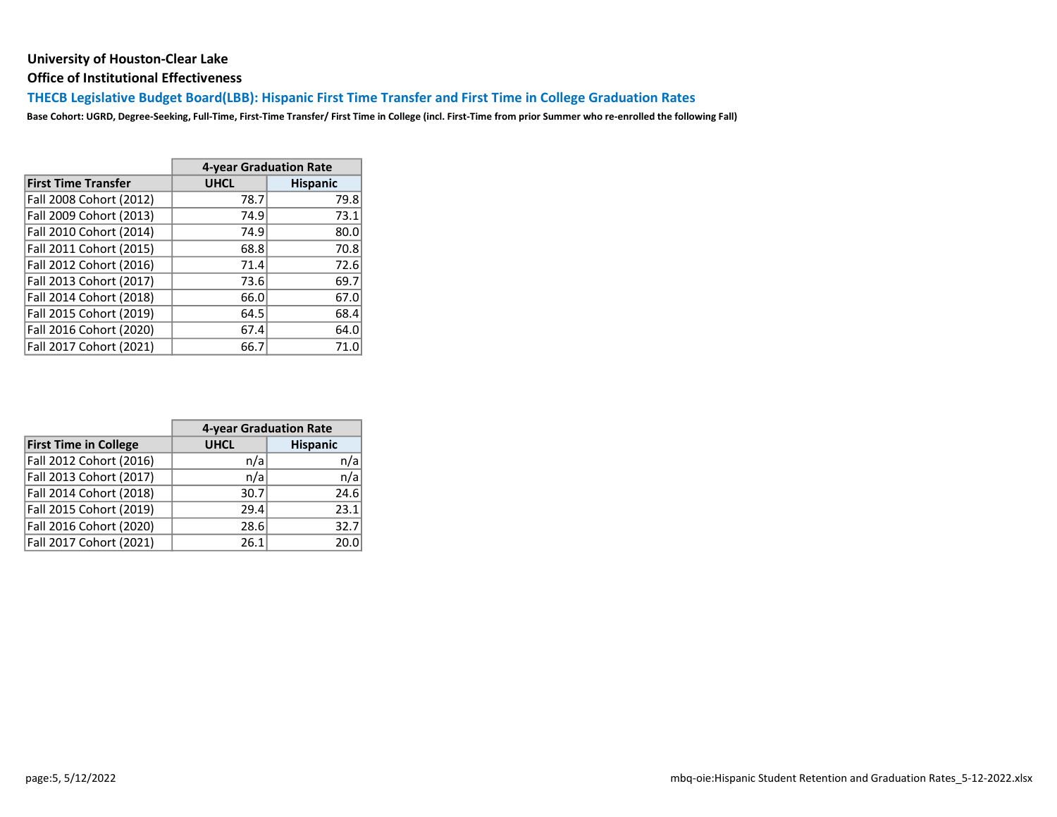**University of Houston-Clear Lake**

**Office of Institutional Effectiveness**

## THECB Legislative Budget Board(LBB): Hispanic First Time Transfer and First Time in College Graduation Rates

**Base Cohort: UGRD, Degree-Seeking, Full-Time, First-Time Transfer/ First Time in College (incl. First-Time from prior Summer who re-enrolled the following Fall)**

| | 4-year Graduation Rate | |
|---|---|---|
| **First Time Transfer** | **UHCL** | **Hispanic** |
| Fall 2008 Cohort (2012) | 78.7 | 79.8 |
| Fall 2009 Cohort (2013) | 74.9 | 73.1 |
| Fall 2010 Cohort (2014) | 74.9 | 80.0 |
| Fall 2011 Cohort (2015) | 68.8 | 70.8 |
| Fall 2012 Cohort (2016) | 71.4 | 72.6 |
| Fall 2013 Cohort (2017) | 73.6 | 69.7 |
| Fall 2014 Cohort (2018) | 66.0 | 67.0 |
| Fall 2015 Cohort (2019) | 64.5 | 68.4 |
| Fall 2016 Cohort (2020) | 67.4 | 64.0 |
| Fall 2017 Cohort (2021) | 66.7 | 71.0 |

| | 4-year Graduation Rate | |
|---|---|---|
| **First Time in College** | **UHCL** | **Hispanic** |
| Fall 2012 Cohort (2016) | n/a | n/a |
| Fall 2013 Cohort (2017) | n/a | n/a |
| Fall 2014 Cohort (2018) | 30.7 | 24.6 |
| Fall 2015 Cohort (2019) | 29.4 | 23.1 |
| Fall 2016 Cohort (2020) | 28.6 | 32.7 |
| Fall 2017 Cohort (2021) | 26.1 | 20.0 |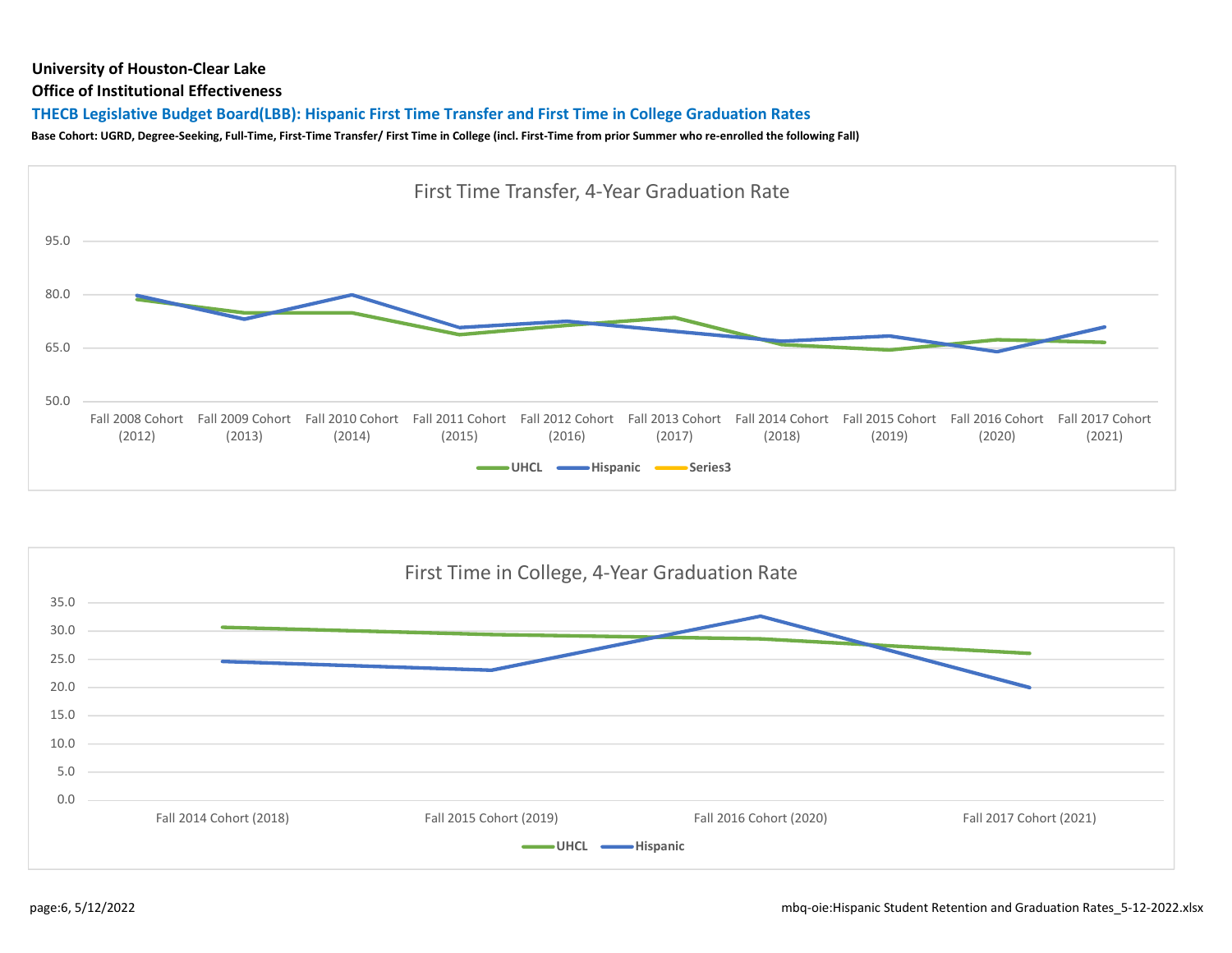**University of Houston-Clear Lake**

**Office of Institutional Effectiveness**

### THECB Legislative Budget Board(LBB): Hispanic First Time Transfer and First Time in College Graduation Rates

**Base Cohort: UGRD, Degree-Seeking, Full-Time, First-Time Transfer/ First Time in College (incl. First-Time from prior Summer who re-enrolled the following Fall)**

First Time Transfer, 4-Year Graduation Rate

95.0
80.0
65.0
50.0

Fall 2008 Cohort (2012) | Fall 2009 Cohort (2013) | Fall 2010 Cohort (2014) | Fall 2011 Cohort (2015) | Fall 2012 Cohort (2016) | Fall 2013 Cohort (2017) | Fall 2014 Cohort (2018) | Fall 2015 Cohort (2019) | Fall 2016 Cohort (2020) | Fall 2017 Cohort (2021)

UHCL | Hispanic | Series3

First Time in College, 4-Year Graduation Rate

35.0
30.0
25.0
20.0
15.0
10.0
5.0
0.0

Fall 2014 Cohort (2018) | Fall 2015 Cohort (2019) | Fall 2016 Cohort (2020) | Fall 2017 Cohort (2021)

UHCL | Hispanic

page:6, 5/12/2022 mbq-oie:Hispanic Student Retention and Graduation Rates_5-12-2022.xlsx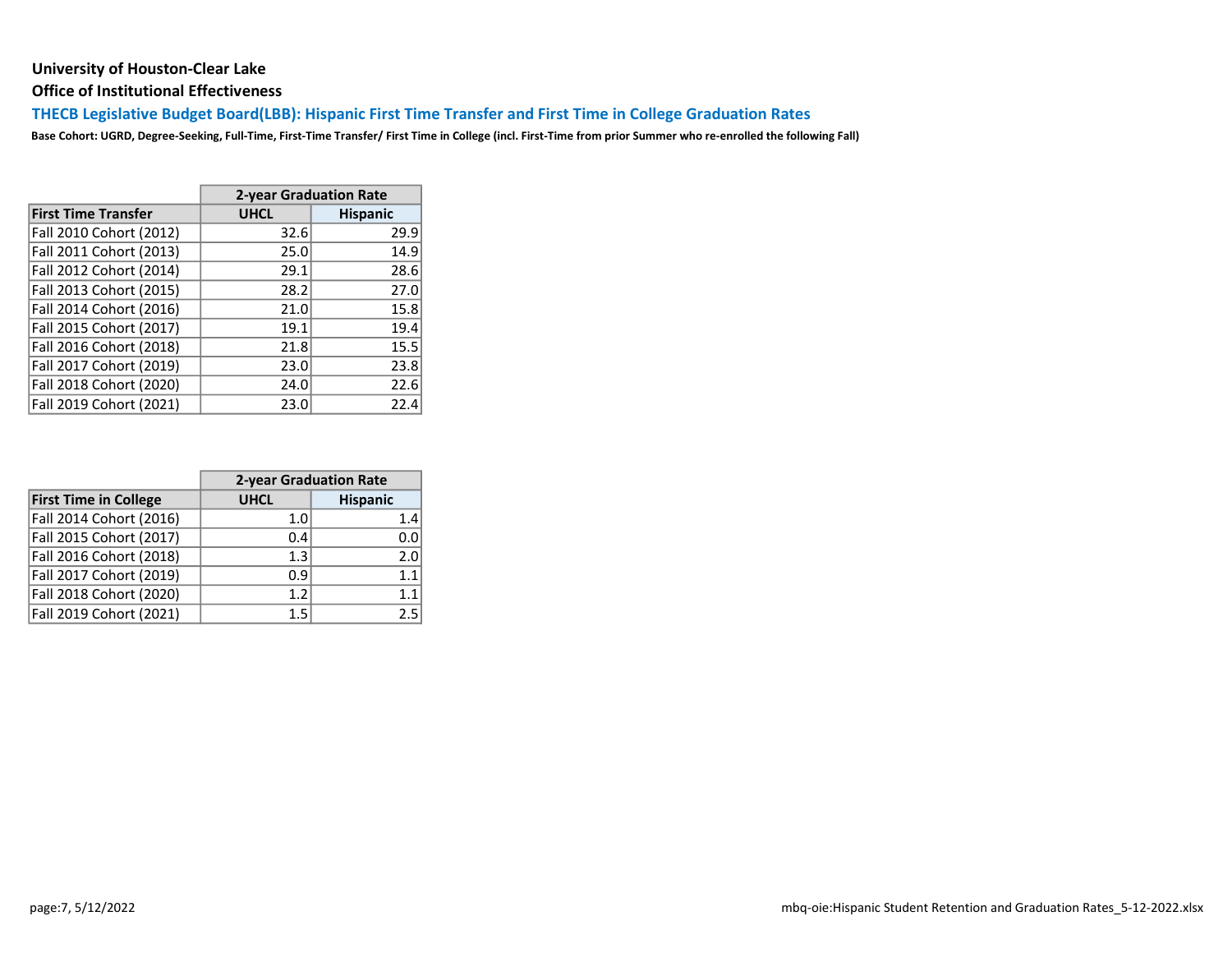**University of Houston-Clear Lake**

**Office of Institutional Effectiveness**

## THECB Legislative Budget Board(LBB): Hispanic First Time Transfer and First Time in College Graduation Rates

**Base Cohort: UGRD, Degree-Seeking, Full-Time, First-Time Transfer/ First Time in College (incl. First-Time from prior Summer who re-enrolled the following Fall)**

| | 2-year Graduation Rate | |
|---|---|---|
| **First Time Transfer** | **UHCL** | **Hispanic** |
| Fall 2010 Cohort (2012) | 32.6 | 29.9 |
| Fall 2011 Cohort (2013) | 25.0 | 14.9 |
| Fall 2012 Cohort (2014) | 29.1 | 28.6 |
| Fall 2013 Cohort (2015) | 28.2 | 27.0 |
| Fall 2014 Cohort (2016) | 21.0 | 15.8 |
| Fall 2015 Cohort (2017) | 19.1 | 19.4 |
| Fall 2016 Cohort (2018) | 21.8 | 15.5 |
| Fall 2017 Cohort (2019) | 23.0 | 23.8 |
| Fall 2018 Cohort (2020) | 24.0 | 22.6 |
| Fall 2019 Cohort (2021) | 23.0 | 22.4 |

| | 2-year Graduation Rate | |
|---|---|---|
| **First Time in College** | **UHCL** | **Hispanic** |
| Fall 2014 Cohort (2016) | 1.0 | 1.4 |
| Fall 2015 Cohort (2017) | 0.4 | 0.0 |
| Fall 2016 Cohort (2018) | 1.3 | 2.0 |
| Fall 2017 Cohort (2019) | 0.9 | 1.1 |
| Fall 2018 Cohort (2020) | 1.2 | 1.1 |
| Fall 2019 Cohort (2021) | 1.5 | 2.5 |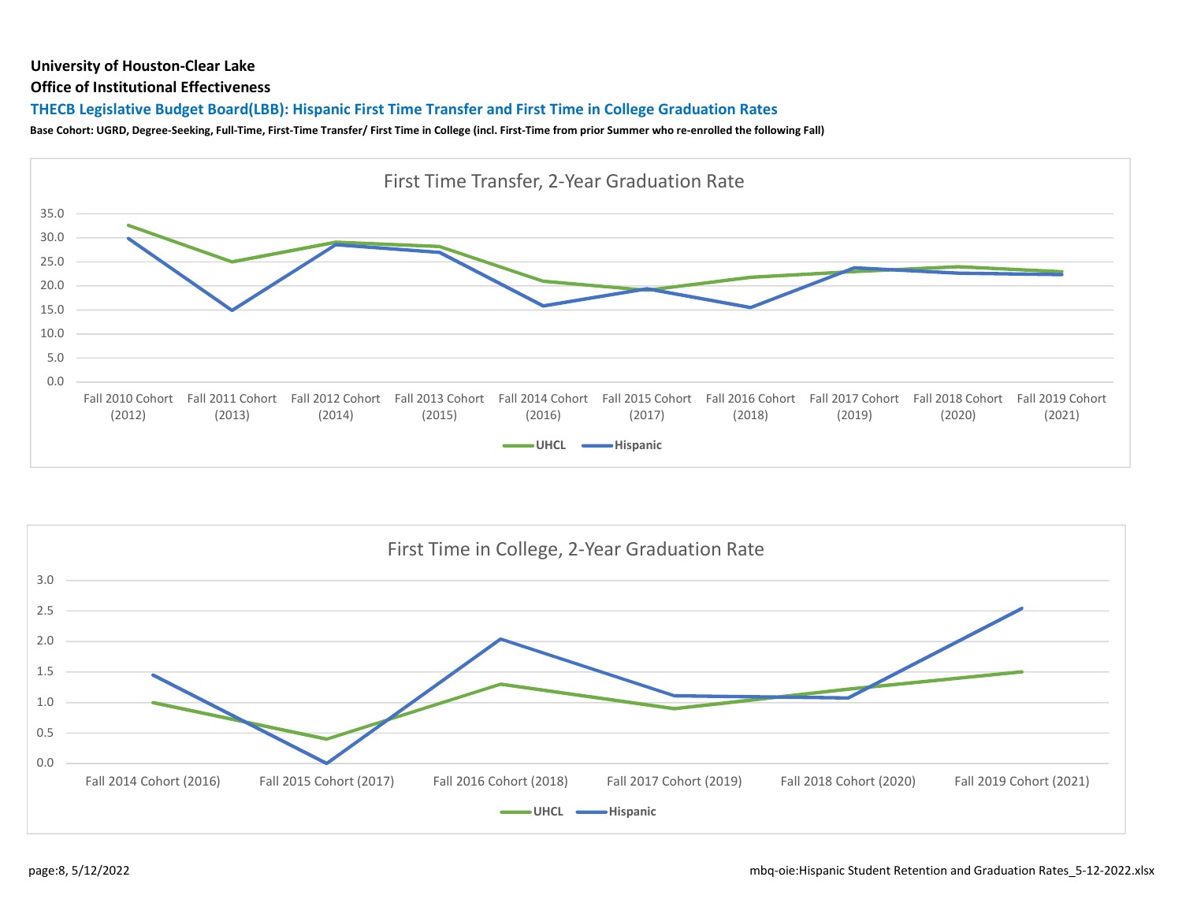**University of Houston-Clear Lake**

**Office of Institutional Effectiveness**

## THECB Legislative Budget Board(LBB): Hispanic First Time Transfer and First Time in College Graduation Rates

**Base Cohort: UGRD, Degree-Seeking, Full-Time, First-Time Transfer/ First Time in College (incl. First-Time from prior Summer who re-enrolled the following Fall)**

### First Time Transfer, 2-Year Graduation Rate

Y-axis: 0.0, 5.0, 10.0, 15.0, 20.0, 25.0, 30.0, 35.0

X-axis: Fall 2010 Cohort (2012), Fall 2011 Cohort (2013), Fall 2012 Cohort (2014), Fall 2013 Cohort (2015), Fall 2014 Cohort (2016), Fall 2015 Cohort (2017), Fall 2016 Cohort (2018), Fall 2017 Cohort (2019), Fall 2018 Cohort (2020), Fall 2019 Cohort (2021)

Legend: UHCL, Hispanic

### First Time in College, 2-Year Graduation Rate

Y-axis: 0.0, 0.5, 1.0, 1.5, 2.0, 2.5, 3.0

X-axis: Fall 2014 Cohort (2016), Fall 2015 Cohort (2017), Fall 2016 Cohort (2018), Fall 2017 Cohort (2019), Fall 2018 Cohort (2020), Fall 2019 Cohort (2021)

Legend: UHCL, Hispanic

page:8, 5/12/2022 mbq-oie:Hispanic Student Retention and Graduation Rates_5-12-2022.xlsx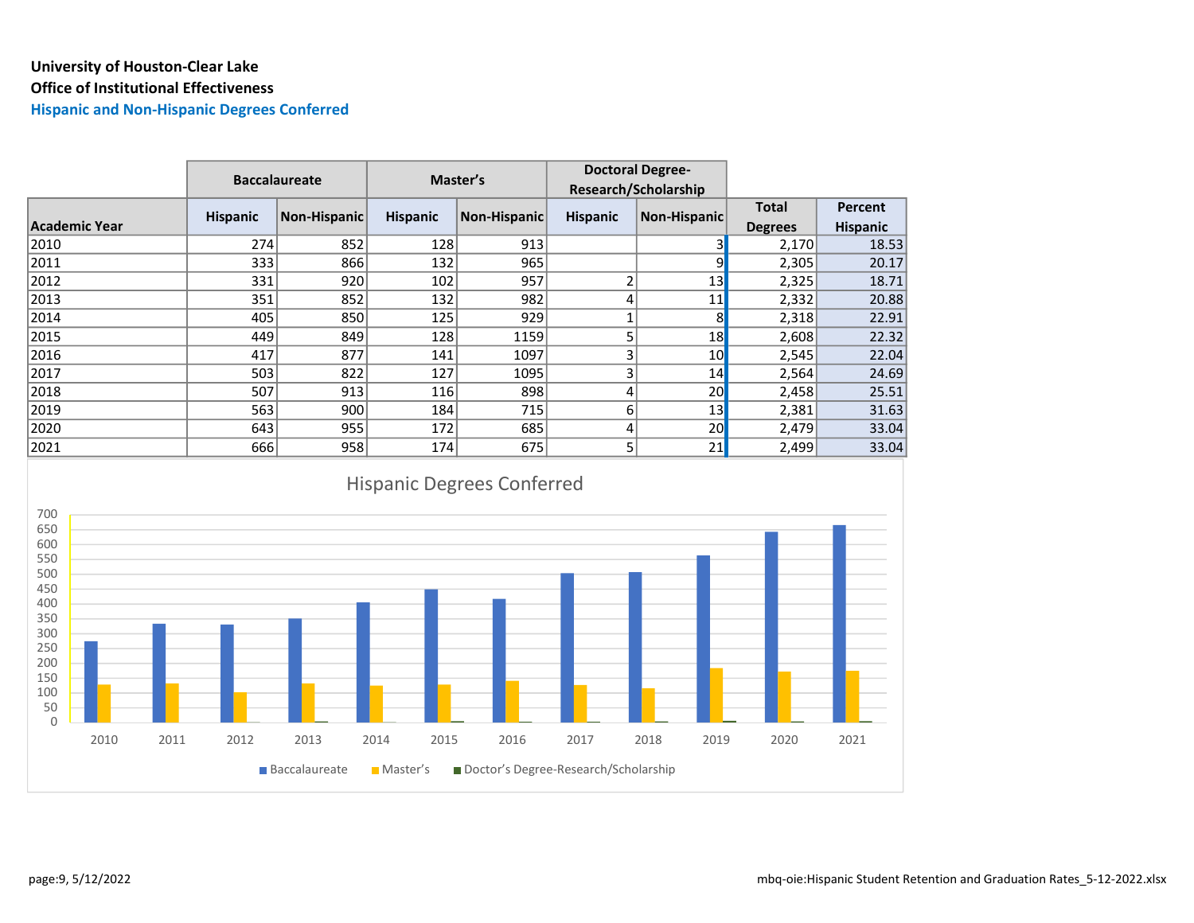**University of Houston-Clear Lake**
**Office of Institutional Effectiveness**
**Hispanic and Non-Hispanic Degrees Conferred**

| | Baccalaureate | | Master's | | Doctoral Degree-Research/Scholarship | | | |
|---|---|---|---|---|---|---|---|---|
| **Academic Year** | **Hispanic** | **Non-Hispanic** | **Hispanic** | **Non-Hispanic** | **Hispanic** | **Non-Hispanic** | **Total Degrees** | **Percent Hispanic** |
| 2010 | 274 | 852 | 128 | 913 | | 3 | 2,170 | 18.53 |
| 2011 | 333 | 866 | 132 | 965 | | 9 | 2,305 | 20.17 |
| 2012 | 331 | 920 | 102 | 957 | 2 | 13 | 2,325 | 18.71 |
| 2013 | 351 | 852 | 132 | 982 | 4 | 11 | 2,332 | 20.88 |
| 2014 | 405 | 850 | 125 | 929 | 1 | 8 | 2,318 | 22.91 |
| 2015 | 449 | 849 | 128 | 1159 | 5 | 18 | 2,608 | 22.32 |
| 2016 | 417 | 877 | 141 | 1097 | 3 | 10 | 2,545 | 22.04 |
| 2017 | 503 | 822 | 127 | 1095 | 3 | 14 | 2,564 | 24.69 |
| 2018 | 507 | 913 | 116 | 898 | 4 | 20 | 2,458 | 25.51 |
| 2019 | 563 | 900 | 184 | 715 | 6 | 13 | 2,381 | 31.63 |
| 2020 | 643 | 955 | 172 | 685 | 4 | 20 | 2,479 | 33.04 |
| 2021 | 666 | 958 | 174 | 675 | 5 | 21 | 2,499 | 33.04 |

Hispanic Degrees Conferred

| Year | Baccalaureate | Master's | Doctor's Degree-Research/Scholarship |
|---|---|---|---|
| 2010 | 274 | 128 | |
| 2011 | 333 | 132 | |
| 2012 | 331 | 102 | 2 |
| 2013 | 351 | 132 | 4 |
| 2014 | 405 | 125 | 1 |
| 2015 | 449 | 128 | 5 |
| 2016 | 417 | 141 | 3 |
| 2017 | 503 | 127 | 3 |
| 2018 | 507 | 116 | 4 |
| 2019 | 563 | 184 | 6 |
| 2020 | 643 | 172 | 4 |
| 2021 | 666 | 174 | 5 |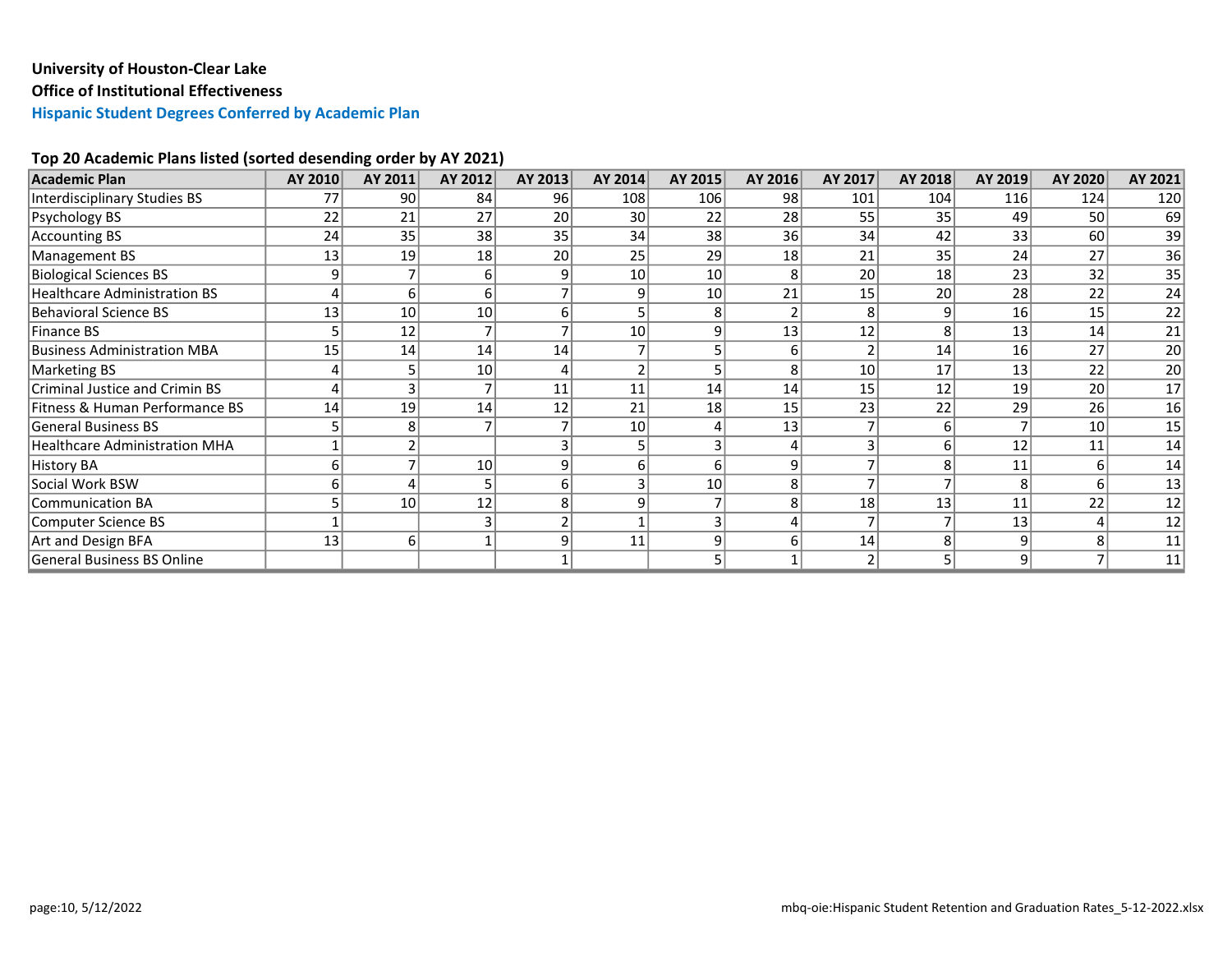**University of Houston-Clear Lake**

**Office of Institutional Effectiveness**

## Hispanic Student Degrees Conferred by Academic Plan

**Top 20 Academic Plans listed (sorted desending order by AY 2021)**

| Academic Plan | AY 2010 | AY 2011 | AY 2012 | AY 2013 | AY 2014 | AY 2015 | AY 2016 | AY 2017 | AY 2018 | AY 2019 | AY 2020 | AY 2021 |
|---|---|---|---|---|---|---|---|---|---|---|---|---|
| Interdisciplinary Studies BS | 77 | 90 | 84 | 96 | 108 | 106 | 98 | 101 | 104 | 116 | 124 | 120 |
| Psychology BS | 22 | 21 | 27 | 20 | 30 | 22 | 28 | 55 | 35 | 49 | 50 | 69 |
| Accounting BS | 24 | 35 | 38 | 35 | 34 | 38 | 36 | 34 | 42 | 33 | 60 | 39 |
| Management BS | 13 | 19 | 18 | 20 | 25 | 29 | 18 | 21 | 35 | 24 | 27 | 36 |
| Biological Sciences BS | 9 | 7 | 6 | 9 | 10 | 10 | 8 | 20 | 18 | 23 | 32 | 35 |
| Healthcare Administration BS | 4 | 6 | 6 | 7 | 9 | 10 | 21 | 15 | 20 | 28 | 22 | 24 |
| Behavioral Science BS | 13 | 10 | 10 | 6 | 5 | 8 | 2 | 8 | 9 | 16 | 15 | 22 |
| Finance BS | 5 | 12 | 7 | 7 | 10 | 9 | 13 | 12 | 8 | 13 | 14 | 21 |
| Business Administration MBA | 15 | 14 | 14 | 14 | 7 | 5 | 6 | 2 | 14 | 16 | 27 | 20 |
| Marketing BS | 4 | 5 | 10 | 4 | 2 | 5 | 8 | 10 | 17 | 13 | 22 | 20 |
| Criminal Justice and Crimin BS | 4 | 3 | 7 | 11 | 11 | 14 | 14 | 15 | 12 | 19 | 20 | 17 |
| Fitness & Human Performance BS | 14 | 19 | 14 | 12 | 21 | 18 | 15 | 23 | 22 | 29 | 26 | 16 |
| General Business BS | 5 | 8 | 7 | 7 | 10 | 4 | 13 | 7 | 6 | 7 | 10 | 15 |
| Healthcare Administration MHA | 1 | 2 | | 3 | 5 | 3 | 4 | 3 | 6 | 12 | 11 | 14 |
| History BA | 6 | 7 | 10 | 9 | 6 | 6 | 9 | 7 | 8 | 11 | 6 | 14 |
| Social Work BSW | 6 | 4 | 5 | 6 | 3 | 10 | 8 | 7 | 7 | 8 | 6 | 13 |
| Communication BA | 5 | 10 | 12 | 8 | 9 | 7 | 8 | 18 | 13 | 11 | 22 | 12 |
| Computer Science BS | 1 | | 3 | 2 | 1 | 3 | 4 | 7 | 7 | 13 | 4 | 12 |
| Art and Design BFA | 13 | 6 | 1 | 9 | 11 | 9 | 6 | 14 | 8 | 9 | 8 | 11 |
| General Business BS Online | | | | 1 | | 5 | 1 | 2 | 5 | 9 | 7 | 11 |